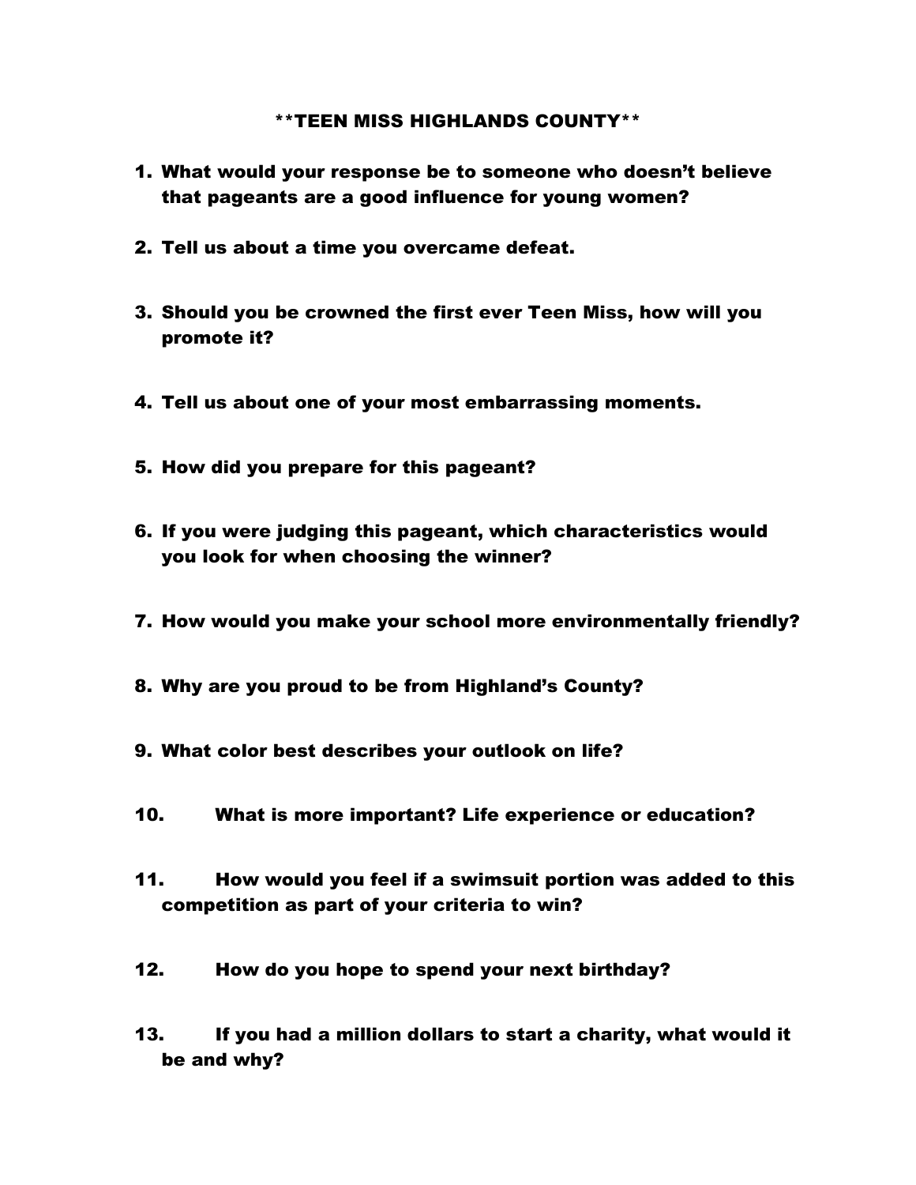**TEEN MISS HIGHLANDS COUNTY**

1. What would your response be to someone who doesn't believe that pageants are a good influence for young women?
2. Tell us about a time you overcame defeat.
3. Should you be crowned the first ever Teen Miss, how will you promote it?
4. Tell us about one of your most embarrassing moments.
5. How did you prepare for this pageant?
6. If you were judging this pageant, which characteristics would you look for when choosing the winner?
7. How would you make your school more environmentally friendly?
8. Why are you proud to be from Highland's County?
9. What color best describes your outlook on life?
10. What is more important? Life experience or education?
11. How would you feel if a swimsuit portion was added to this competition as part of your criteria to win?
12. How do you hope to spend your next birthday?
13. If you had a million dollars to start a charity, what would it be and why?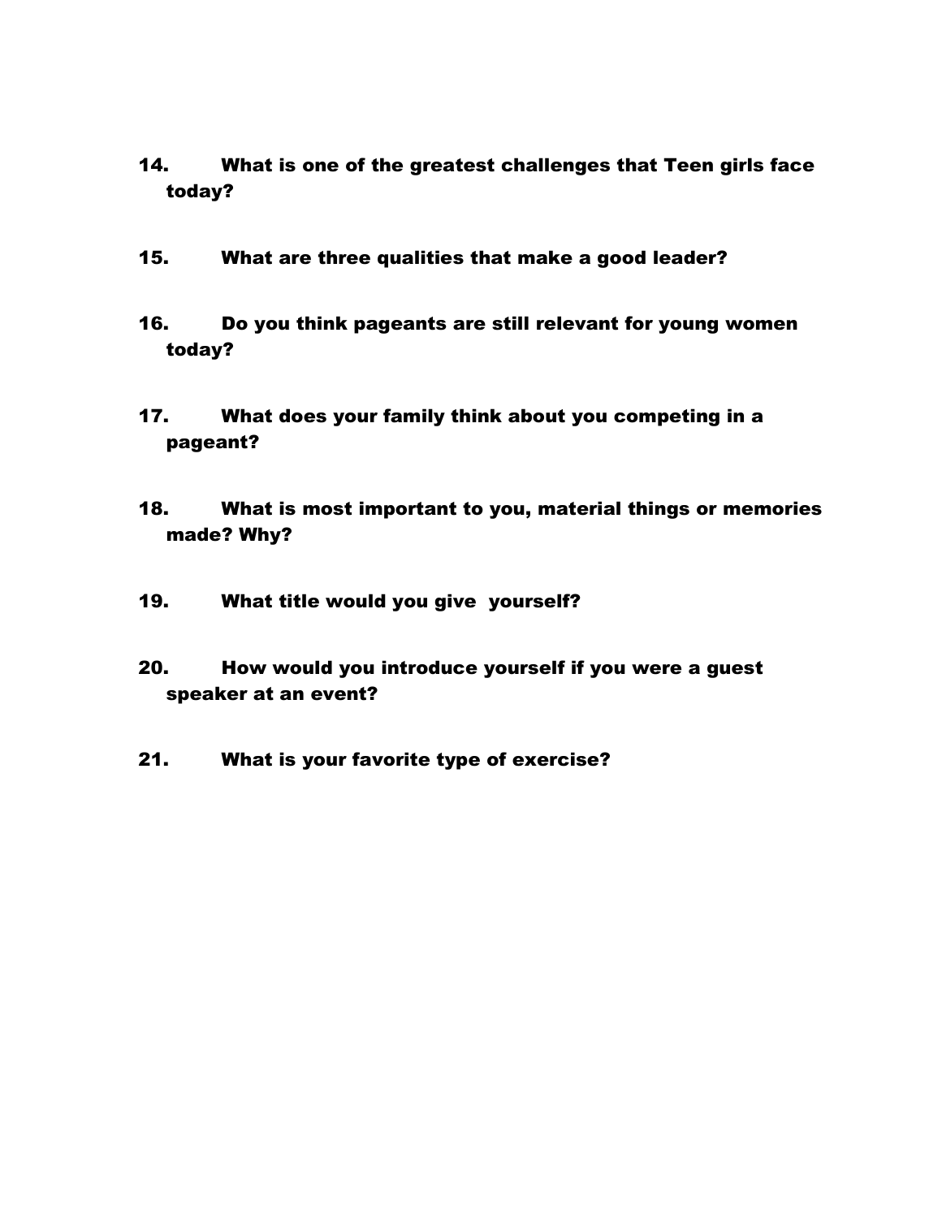**14. What is one of the greatest challenges that Teen girls face today?**

**15. What are three qualities that make a good leader?**

**16. Do you think pageants are still relevant for young women today?**

**17. What does your family think about you competing in a pageant?**

**18. What is most important to you, material things or memories made? Why?**

**19. What title would you give yourself?**

**20. How would you introduce yourself if you were a guest speaker at an event?**

**21. What is your favorite type of exercise?**